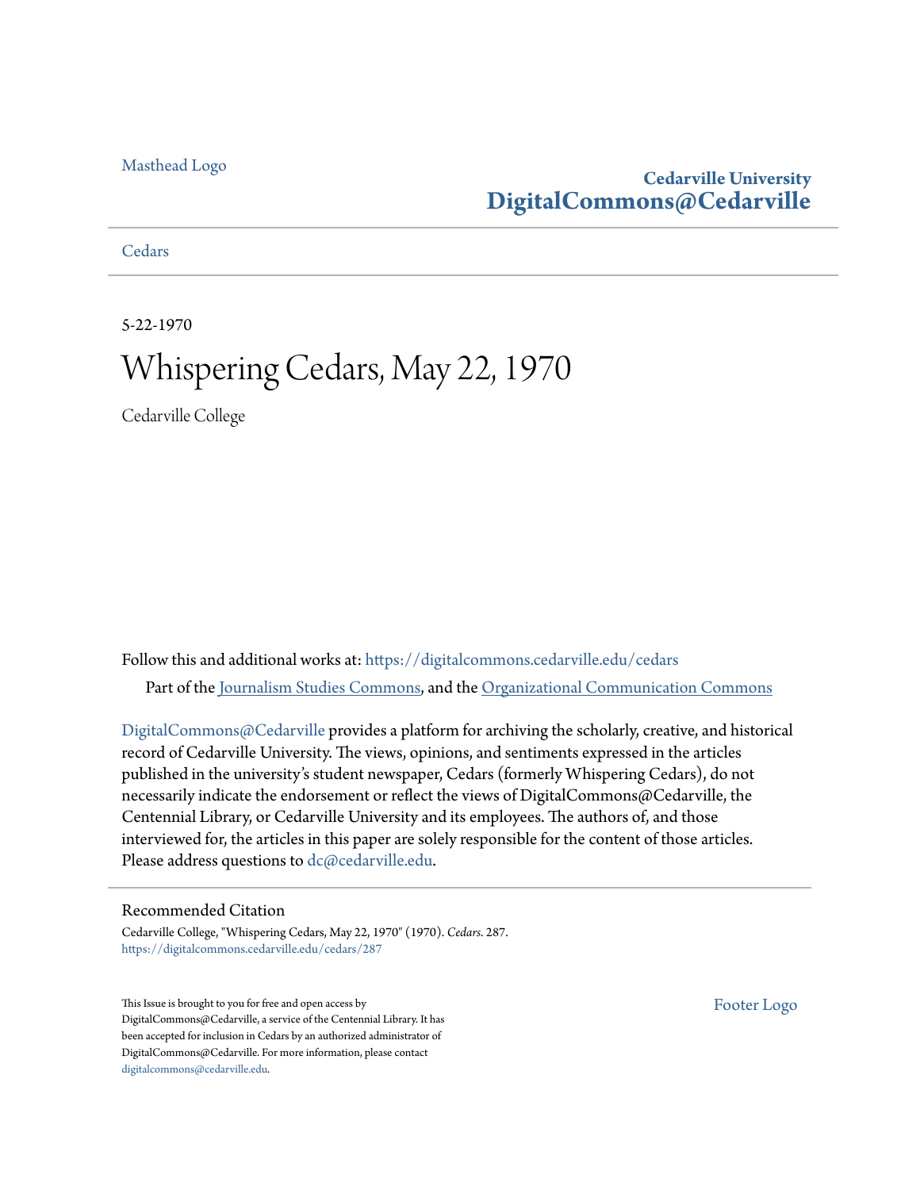Masthead Logo

**Cedarville University**
**DigitalCommons@Cedarville**

Cedars

5-22-1970

# Whispering Cedars, May 22, 1970

Cedarville College

Follow this and additional works at: https://digitalcommons.cedarville.edu/cedars

Part of the Journalism Studies Commons, and the Organizational Communication Commons

DigitalCommons@Cedarville provides a platform for archiving the scholarly, creative, and historical record of Cedarville University. The views, opinions, and sentiments expressed in the articles published in the university's student newspaper, Cedars (formerly Whispering Cedars), do not necessarily indicate the endorsement or reflect the views of DigitalCommons@Cedarville, the Centennial Library, or Cedarville University and its employees. The authors of, and those interviewed for, the articles in this paper are solely responsible for the content of those articles. Please address questions to dc@cedarville.edu.

## Recommended Citation

Cedarville College, "Whispering Cedars, May 22, 1970" (1970). *Cedars*. 287.
https://digitalcommons.cedarville.edu/cedars/287

This Issue is brought to you for free and open access by DigitalCommons@Cedarville, a service of the Centennial Library. It has been accepted for inclusion in Cedars by an authorized administrator of DigitalCommons@Cedarville. For more information, please contact digitalcommons@cedarville.edu.

Footer Logo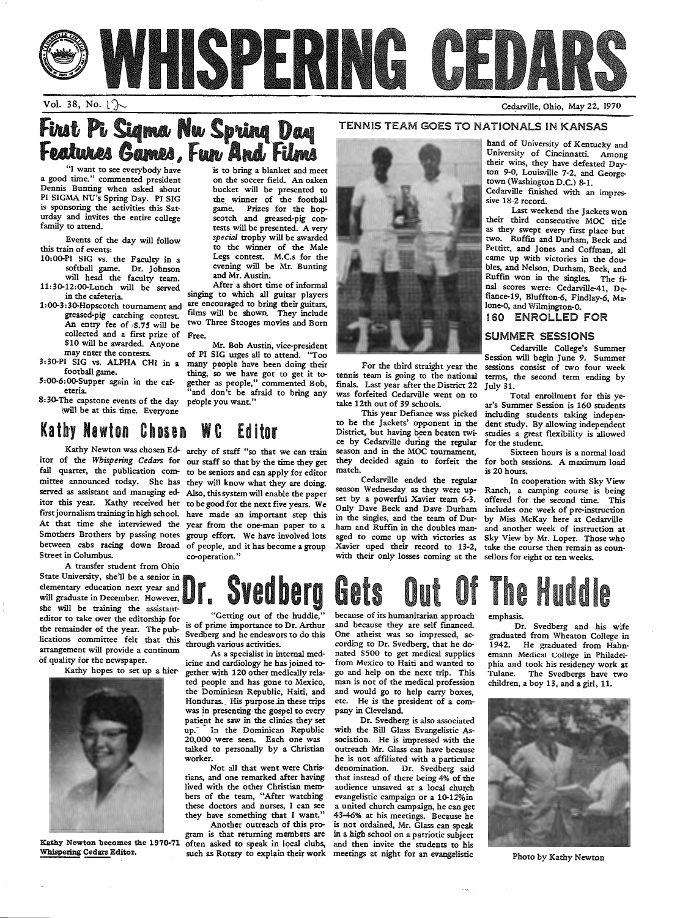# WHISPERING CEDARS

Vol. 38, No. 12 — Cedarville, Ohio, May 22, 1970

## First Pi Sigma Nu Spring Day Features Games, Fun And Films

"I want to see everybody have a good time." commented president Dennis Bunting when asked about PI SIGMA NU's Spring Day. PI SIG is sponsoring the activities this Saturday and invites the entire college family to attend.

Events of the day will follow this train of events:

- 10:00-PI SIG vs. the Faculty in a softball game. Dr. Johnson will head the faculty team.
- 11:30-12:00-Lunch will be served in the cafeteria.
- 1:00-3:30-Hopscotch tournament and greased-pig catching contest. An entry fee of $.75 will be collected and a first prize of $10 will be awarded. Anyone may enter the contests.
- 3:30-PI SIG vs. ALPHA CHI in a football game.
- 5:00-6:00-Supper again in the cafeteria.
- 8:30-The capstone events of the day will be at this time. Everyone is to bring a blanket and meet on the soccer field. An oaken bucket will be presented to the winner of the football game. Prizes for the hopscotch and greased-pig contests will be presented. A very *special* trophy will be awarded to the winner of the Male Legs contest. M.C.s for the evening will be Mr. Bunting and Mr. Austin.

After a short time of informal singing to which all guitar players are encouraged to bring their guitars, films will be shown. They include two Three Stooges movies and Born Free.

Mr. Bob Austin, vice-president of PI SIG urges all to attend. "Too many people have been doing their thing, so we have got to get it together as people," commented Bob, "and don't be afraid to bring any people you want."

## Kathy Newton Chosen WC Editor

Kathy Newton was chosen Editor of the *Whispering Cedars* for fall quarter, the publication committee announced today. She has served as assistant and managing editor this year. Kathy received her first journalism training in high school. At that time she interviewed the Smothers Brothers by passing notes between cabs racing down Broad Street in Columbus.

A transfer student from Ohio State University, she'll be a senior in elementary education next year and will graduate in December. However, she will be training the assistant-editor to take over the editorship for the remainder of the year. The publications committee felt that this arrangement will provide a continuum of quality for the newspaper.

Kathy hopes to set up a hierarchy of staff "so that we can train our staff so that by the time they get to be seniors and can apply for editor they will know what they are doing. Also, this system will enable the paper to be good for the next five years. We have made an important step this year from the one-man paper to a group effort. We have involved lots of people, and it has become a group co-operation."

Kathy Newton becomes the 1970-71 Whispering Cedars Editor.

## TENNIS TEAM GOES TO NATIONALS IN KANSAS

For the third straight year the tennis team is going to the national finals. Last year after the District 22 was forfeited Cedarville went on to take 12th out of 39 schools.

This year Defiance was picked to be the Jackets' opponent in the District, but having been beaten twice by Cedarville during the regular season and in the MOC tournament, they decided again to forfeit the match.

Cedarville ended the regular season Wednesday as they were upset by a powerful Xavier team 6-3. Only Dave Beck and Dave Durham in the singles, and the team of Durham and Ruffin in the doubles managed to come up with victories as Xavier uped their record to 13-2, with their only losses coming at the hand of University of Kentucky and University of Cincinnati. Among their wins, they have defeated Dayton 9-0, Louisville 7-2, and Georgetown (Washington D.C.) 8-1.

Cedarville finished with an impressive 18-2 record.

Last weekend the Jackets won their third consecutive MOC title as they swept every first place but two. Ruffin and Durham, Beck and Pettitt, and Jones and Coffman, all came up with victories in the doubles, and Nelson, Durham, Beck, and Ruffin won in the singles. The final scores were: Cedarville-41, Defiance-19, Bluffton-6, Findlay-6, Malone-0, and Wilmington-0.

## 160 ENROLLED FOR SUMMER SESSIONS

Cedarville College's Summer Session will begin June 9. Summer sessions consist of two four week terms, the second term ending by July 31.

Total enrollment for this year's Summer Session is 160 students including students taking independent study. By allowing independent studies a great flexibility is allowed for the student.

Sixteen hours is a normal load for both sessions. A maximum load is 20 hours.

In cooperation with Sky View Ranch, a camping course is being offered for the second time. This includes one week of pre-instruction by Miss McKay here at Cedarville and another week of instruction at Sky View by Mr. Loper. Those who take the course then remain as counsellors for eight or ten weeks.

## Dr. Svedberg Gets Out Of The Huddle

"Getting out of the huddle," is of prime importance to Dr. Arthur Svedberg and he endeavors to do this through various activities.

As a specialist in internal medicine and cardiology he has joined together with 120 other medically related people and has gone to Mexico, the Dominican Republic, Haiti, and Honduras. His purpose in these trips was in presenting the gospel to every patient he saw in the clinics they set up. In the Dominican Republic 20,000 were seen. Each one was talked to personally by a Christian worker.

Not all that went were Christians, and one remarked after having lived with the other Christian members of the team, "After watching these doctors and nurses, I can see they have something that I want."

Another outreach of this program is that returning members are often asked to speak in local clubs, such as Rotary to explain their work because of its humanitarian approach and because they are self financed. One atheist was so impressed, according to Dr. Svedberg, that he donated $500 to get medical supplies from Mexico to Haiti and wanted to go and help on the next trip. This man is not of the medical profession and would go to help carry boxes, etc. He is the president of a company in Cleveland.

Dr. Svedberg is also associated with the Bill Glass Evangelistic Association. He is impressed with the outreach Mr. Glass can have because he is not affiliated with a particular denomination. Dr. Svedberg said that instead of there being 4% of the audience unsaved at a local church evangelistic campaign or a 10-12% in a united church campaign, he can get 43-46% at his meetings. Because he is not ordained, Mr. Glass can speak in a high school on a patriotic subject and then invite the students to his meetings at night for an evangelistic emphasis.

Dr. Svedberg and his wife graduated from Wheaton College in 1942. He graduated from Hahnemann Medical College in Philadelphia and took his residency work at Tulane. The Svedbergs have two children, a boy 13, and a girl, 11.

Photo by Kathy Newton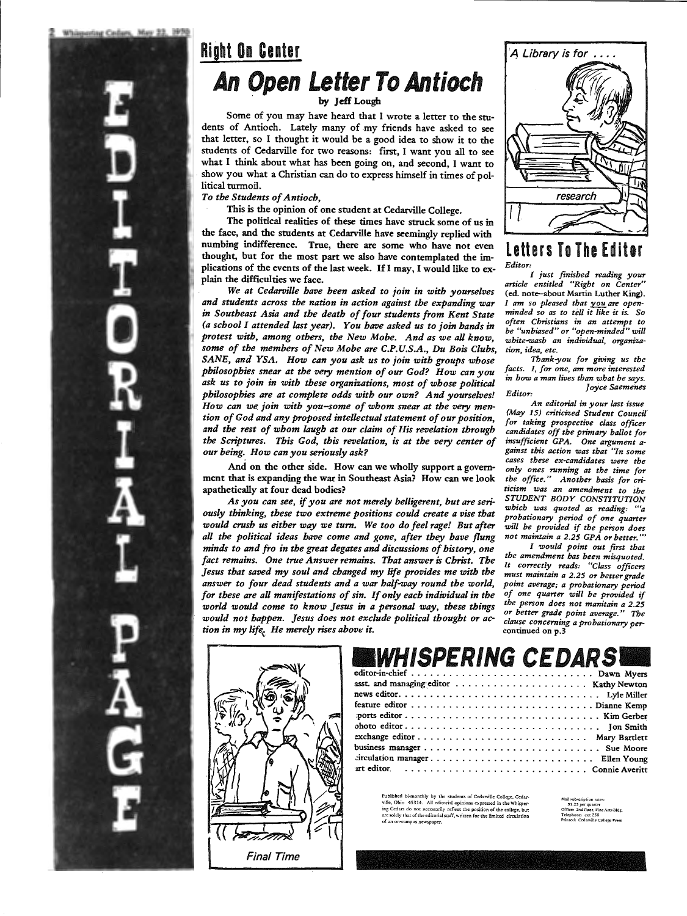# EDITORIAL PAGE

## Right On Center

# An Open Letter To Antioch

**by Jeff Lough**

Some of you may have heard that I wrote a letter to the students of Antioch. Lately many of my friends have asked to see that letter, so I thought it would be a good idea to show it to the students of Cedarville for two reasons: first, I want you all to see what I think about what has been going on, and second, I want to show you what a Christian can do to express himself in times of political turmoil.

*To the Students of Antioch,*

This is the opinion of one student at Cedarville College.

The political realities of these times have struck some of us in the face, and the students at Cedarville have seemingly replied with numbing indifference. True, there are some who have not even thought, but for the most part we also have contemplated the implications of the events of the last week. If I may, I would like to explain the difficulties we face.

*We at Cedarville have been asked to join in with yourselves and students across the nation in action against the expanding war in Southeast Asia and the death of four students from Kent State (a school I attended last year). You have asked us to join hands in protest with, among others, the New Mobe. And as we all know, some of the members of New Mobe are C.P.U.S.A., Du Bois Clubs, SANE, and YSA. How can you ask us to join with groups whose philosophies snear at the very mention of our God? How can you ask us to join in with these organizations, most of whose political philosophies are at complete odds with our own? And yourselves! How can we join with you–some of whom snear at the very mention of God and any proposed intellectual statement of our position, and the rest of whom laugh at our claim of His revelation through the Scriptures. This God, this revelation, is at the very center of our being. How can you seriously ask?*

And on the other side. How can we wholly support a government that is expanding the war in Southeast Asia? How can we look apathetically at four dead bodies?

*As you can see, if you are not merely belligerent, but are seriously thinking, these two extreme positions could create a vise that would crush us either way we turn. We too do feel rage! But after all the political ideas have come and gone, after they have flung minds to and fro in the great degates and discussions of history, one fact remains. One true Answer remains. That answer is Christ. The Jesus that saved my soul and changed my life provides me with the answer to four dead students and a war half-way round the world, for these are all manifestations of sin. If only each individual in the world would come to know Jesus in a personal way, these things would not happen. Jesus does not exclude political thought or action in my life. He merely rises above it.*

A Library is for ....

research

Final Time

## Letters To The Editor

*Editor:*

*I just finished reading your article entitled "Right on Center"* (ed. note–about Martin Luther King). *I am so pleased that you are open-minded so as to tell it like it is. So often Christians in an attempt to be "unbiased" or "open-minded" will white-wash an individual, organization, idea, etc.*

*Thank-you for giving us the facts. I, for one, am more interested in how a man lives than what he says.*

*Joyce Saemenes*

*Editor:*

*An editorial in your last issue (May 15) criticized Student Council for taking prospective class officer candidates off the primary ballot for insufficient GPA. One argument against this action was that "In some cases these ex-candidates were the only ones running at the time for the office." Another basis for criticism was an amendment to the STUDENT BODY CONSTITUTION which was quoted as reading: "'a probationary period of one quarter will be provided if the person does not maintain a 2.25 GPA or better.'"*

*I would point out first that the amendment has been misquoted. It correctly reads: "Class officers must maintain a 2.25 or better grade point average; a probationary period of one quarter will be provided if the person does not maintain a 2.25 or better grade point average." The clause concerning a probationary per-*

continued on p.3

## WHISPERING CEDARS

| | |
|---|---|
| editor-in-chief | Dawn Myers |
| asst. and managing editor | Kathy Newton |
| news editor | Lyle Miller |
| feature editor | Dianne Kemp |
| sports editor | Kim Gerber |
| photo editor | Jon Smith |
| exchange editor | Mary Bartlett |
| business manager | Sue Moore |
| circulation manager | Ellen Young |
| art editor | Connie Averitt |

Published bi-monthly by the students of Cedarville College, Cedarville, Ohio 45314. All editorial opinions expressed in the Whispering Cedars do not necessarily reflect the position of the college, but are solely that of the editorial staff, written for the limited circulation of an on-campus newspaper.

Mail subscription rates: $1.25 per quarter
Office: 2nd floor, Fine Arts Bldg.
Telephone: ext 258
Printed: Cedarville College Press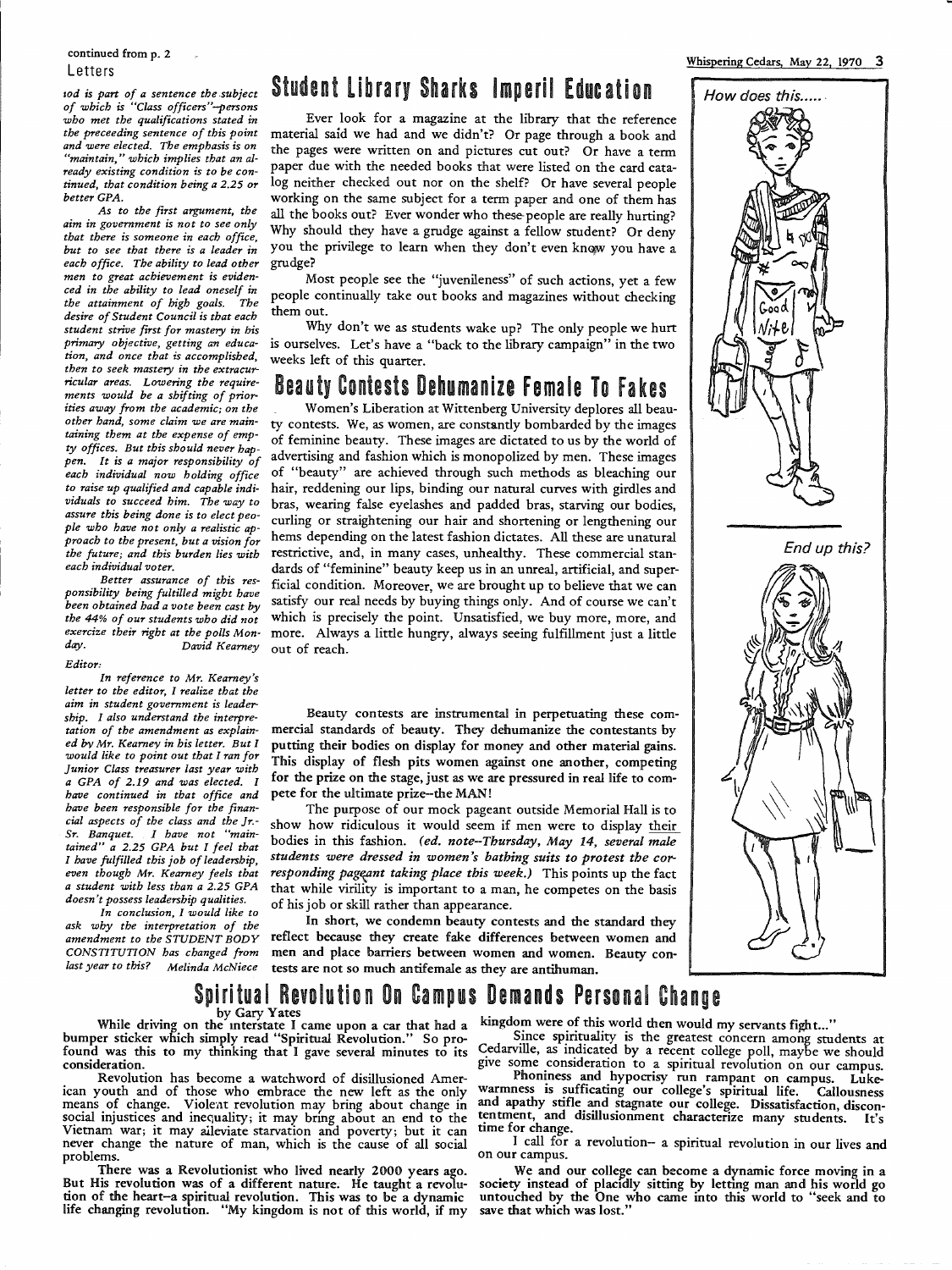continued from p. 2

## Letters

*iod is part of a sentence the subject of which is "Class officers"–persons who met the qualifications stated in the preceeding sentence of this point and were elected. The emphasis is on "maintain," which implies that an already existing condition is to be continued, that condition being a 2.25 or better GPA.*

*As to the first argument, the aim in government is not to see only that there is someone in each office, but to see that there is a leader in each office. The ability to lead other men to great achievement is evidenced in the ability to lead oneself in the attainment of high goals. The desire of Student Council is that each student strive first for mastery in his primary objective, getting an education, and once that is accomplished, then to seek mastery in the extracurricular areas. Lowering the requirements would be a shifting of priorities away from the academic; on the other hand, some claim we are maintaining them at the expense of empty offices. But this should never happen. It is a major responsibility of each individual now holding office to raise up qualified and capable individuals to succeed him. The way to assure this being done is to elect people who have not only a realistic approach to the present, but a vision for the future; and this burden lies with each individual voter.*

*Better assurance of this responsibility being fulfilled might have been obtained had a vote been cast by the 44% of our students who did not exercize their right at the polls Monday.* David Kearney

*Editor:*

*In reference to Mr. Kearney's letter to the editor, I realize that the aim in student government is leadership. I also understand the interpretation of the amendment as explained by Mr. Kearney in his letter. But I would like to point out that I ran for Junior Class treasurer last year with a GPA of 2.19 and was elected. I have continued in that office and have been responsible for the financial aspects of the class and the Jr.-Sr. Banquet. I have not "maintained" a 2.25 GPA but I feel that I have fulfilled this job of leadership, even though Mr. Kearney feels that a student with less than a 2.25 GPA doesn't possess leadership qualities.*

*In conclusion, I would like to ask why the interpretation of the amendment to the STUDENT BODY CONSTITUTION has changed from last year to this?* Melinda McNiece

## Student Library Sharks Imperil Education

Ever look for a magazine at the library that the reference material said we had and we didn't? Or page through a book and the pages were written on and pictures cut out? Or have a term paper due with the needed books that were listed on the card catalog neither checked out nor on the shelf? Or have several people working on the same subject for a term paper and one of them has all the books out? Ever wonder who these people are really hurting? Why should they have a grudge against a fellow student? Or deny you the privilege to learn when they don't even know you have a grudge?

Most people see the "juvenileness" of such actions, yet a few people continually take out books and magazines without checking them out.

Why don't we as students wake up? The only people we hurt is ourselves. Let's have a "back to the library campaign" in the two weeks left of this quarter.

## Beauty Contests Dehumanize Female To Fakes

Women's Liberation at Wittenberg University deplores all beauty contests. We, as women, are constantly bombarded by the images of feminine beauty. These images are dictated to us by the world of advertising and fashion which is monopolized by men. These images of "beauty" are achieved through such methods as bleaching our hair, reddening our lips, binding our natural curves with girdles and bras, wearing false eyelashes and padded bras, starving our bodies, curling or straightening our hair and shortening or lengthening our hems depending on the latest fashion dictates. All these are unatural restrictive, and, in many cases, unhealthy. These commercial standards of "feminine" beauty keep us in an unreal, artificial, and superficial condition. Moreover, we are brought up to believe that we can satisfy our real needs by buying things only. And of course we can't which is precisely the point. Unsatisfied, we buy more, more, and more. Always a little hungry, always seeing fulfillment just a little out of reach.

Beauty contests are instrumental in perpetuating these commercial standards of beauty. They dehumanize the contestants by putting their bodies on display for money and other material gains. This display of flesh pits women against one another, competing for the prize on the stage, just as we are pressured in real life to compete for the ultimate prize–the MAN!

The purpose of our mock pageant outside Memorial Hall is to show how ridiculous it would seem if men were to display their bodies in this fashion. *(ed. note–Thursday, May 14, several male students were dressed in women's bathing suits to protest the corresponding pageant taking place this week.)* This points up the fact that while virility is important to a man, he competes on the basis of his job or skill rather than appearance.

**In short, we condemn beauty contests and the standard they reflect because they create fake differences between women and men and place barriers between women and women. Beauty contests are not so much antifemale as they are antihuman.**

*How does this.....*

*End up this?*

## Spiritual Revolution On Campus Demands Personal Change

by Gary Yates

While driving on the interstate I came upon a car that had a bumper sticker which simply read "Spiritual Revolution." So profound was this to my thinking that I gave several minutes to its consideration.

Revolution has become a watchword of disillusioned American youth and of those who embrace the new left as the only means of change. Violent revolution may bring about change in social injustices and inequality; it may bring about an end to the Vietnam war; it may alleviate starvation and poverty; but it can never change the nature of man, which is the cause of all social problems.

There was a Revolutionist who lived nearly 2000 years ago. But His revolution was of a different nature. He taught a revolution of the heart–a spiritual revolution. This was to be a dynamic life changing revolution. "My kingdom is not of this world, if my kingdom were of this world then would my servants fight..."

Since spirituality is the greatest concern among students at Cedarville, as indicated by a recent college poll, maybe we should give some consideration to a spiritual revolution on our campus.

Phoniness and hypocrisy run rampant on campus. Lukewarmness is sufficating our college's spiritual life. Callousness and apathy stifle and stagnate our college. Dissatisfaction, discontentment, and disillusionment characterize many students. It's time for change.

I call for a revolution– a spiritual revolution in our lives and on our campus.

We and our college can become a dynamic force moving in a society instead of placidly sitting by letting man and his world go untouched by the One who came into this world to "seek and to save that which was lost."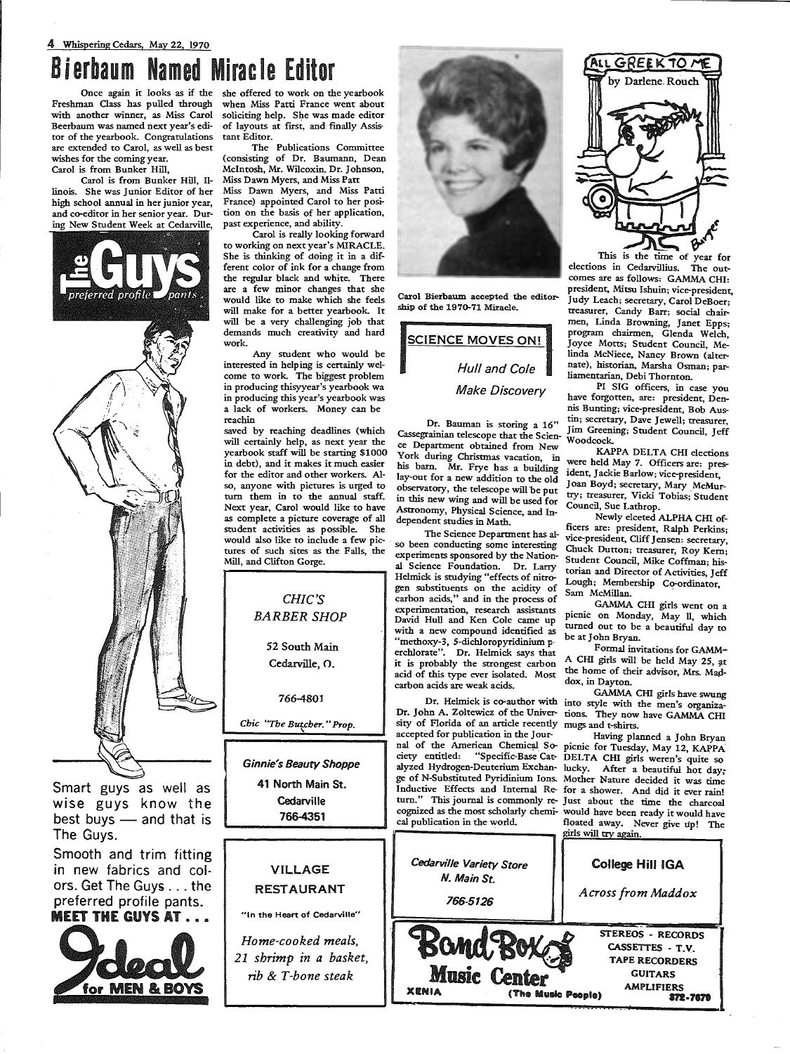# Bierbaum Named Miracle Editor

Once again it looks as if the Freshman Class has pulled through with another winner, as Miss Carol Beerbaum was named next year's editor of the yearbook. Congratulations are extended to Carol, as well as best wishes for the coming year.
Carol is from Bunker Hill,

Carol is from Bunker Hill, Illinois. She was Junior Editor of her high school annual in her junior year, and co-editor in her senior year. During New Student Week at Cedarville, she offered to work on the yearbook when Miss Patti France went about soliciting help. She was made editor of layouts at first, and finally Assistant Editor.

The Publications Committee (consisting of Dr. Baumann, Dean McIntosh, Mr. Wilcoxin. Dr. Johnson, Miss Dawn Myers, and Miss Patt Miss Dawn Myers, and Miss Patti France) appointed Carol to her position on the basis of her application, past experience, and ability.

Carol is really looking forward to working on next year's MIRACLE. She is thinking of doing it in a different color of ink for a change from the regular black and white. There are a few minor changes that she would like to make which she feels will make for a better yearbook. It will be a very challenging job that demands much creativity and hard work.

Any student who would be interested in helping is certainly welcome to work. The biggest problem in producing thisyyear's yearbook wa in producing this year's yearbook was a lack of workers. Money can be reachin
saved by reaching deadlines (which will certainly help, as next year the yearbook staff will be starting $1000 in debt), and it makes it much easier for the editor and other workers. Also, anyone with pictures is urged to turn them in to the annual staff. Next year, Carol would like to have as complete a picture coverage of all student activities as possible. She would also like to include a few pictures of such sites as the Falls, the Mill, and Clifton Gorge.

Carol Bierbaum accepted the editorship of the 1970-71 Miracle.

---

**The Guys** *preferred profile pants*

Smart guys as well as wise guys know the best buys — and that is The Guys.

Smooth and trim fitting in new fabrics and colors. Get The Guys . . . the preferred profile pants.

**MEET THE GUYS AT . . .**

**Ideal for MEN & BOYS**

---

*CHIC'S BARBER SHOP*

52 South Main
Cedarville, O.

766-4801

*Chic "The Butcher." Prop.*

---

*Ginnie's Beauty Shoppe*

**41 North Main St.**
**Cedarville**
**766-4351**

---

VILLAGE RESTAURANT

"In the Heart of Cedarville"

*Home-cooked meals, 21 shrimp in a basket, rib & T-bone steak*

---

## SCIENCE MOVES ON!

### *Hull and Cole Make Discovery*

Dr. Bauman is storing a 16" Cassegrainian telescope that the Science Department obtained from New York during Christmas vacation, in his barn. Mr. Frye has a building lay-out for a new addition to the old observatory, the telescope will be put in this new wing and will be used for Astronomy, Physical Science, and Independent studies in Math.

The Science Department has also been conducting some interesting experiments sponsored by the National Science Foundation. Dr. Larry Helmick is studying "effects of nitrogen substituents on the acidity of carbon acids," and in the process of experimentation, research assistants David Hull and Ken Cole came up with a new compound identified as "methoxy-3, 5-dichloropyridinium perchlorate". Dr. Helmick says that it is probably the strongest carbon acid of this type ever isolated. Most carbon acids are weak acids.

Dr. Helmick is co-author with Dr. John A. Zoltewicz of the University of Florida of an article recently accepted for publication in the Journal of the American Chemical Society entitled: "Specific-Base Catalyzed Hydrogen-Deuterium Exchange of N-Substituted Pyridinium Ions. Inductive Effects and Internal Return." This journal is commonly recognized as the most scholarly chemical publication in the world.

---

## ALL GREEK TO ME

by Darlene Rouch

This is the time of year for elections in Cedarvillius. The outcomes are as follows: GAMMA CHI: president, Mitsu Ishuin; vice-president, Judy Leach; secretary, Carol DeBoer; treasurer, Candy Barr; social chairmen, Linda Browning, Janet Epps; program chairmen, Glenda Welch, Joyce Motts; Student Council, Melinda McNiece, Nancy Brown (alternate), historian, Marsha Osman; parliamentarian, Debi Thornton.

PI SIG officers, in case you have forgotten, are: president, Dennis Bunting; vice-president, Bob Austin; secretary, Dave Jewell; treasurer, Jim Greening; Student Council, Jeff Woodcock.

KAPPA DELTA CHI elections were held May 7. Officers are: president, Jackie Barlow; vice-president, Joan Boyd; secretary, Mary McMurtry; treasurer, Vicki Tobias; Student Council, Sue Lathrop.

Newly elceted ALPHA CHI officers are: president, Ralph Perkins; vice-president, Cliff Jensen: secretary, Chuck Dutton; treasurer, Roy Kern; Student Council, Mike Coffman; historian and Director of Activities, Jeff Lough; Membership Co-ordinator, Sam McMillan.

GAMMA CHI girls went on a picnic on Monday, May ll, which turned out to be a beautiful day to be at John Bryan.

Formal invitations for GAMMA CHI girls will be held May 25, at the home of their advisor, Mrs. Maddox, in Dayton.

GAMMA CHI girls have swung into style with the men's organizations. They now have GAMMA CHI mugs and t-shirts.

Having planned a John Bryan picnic for Tuesday, May 12, KAPPA DELTA CHI girls weren't quite so lucky. After a beautiful hot day, Mother Nature decided it was time for a shower. And did it ever rain! Just about the time the charcoal would have been ready it would have floated away. Never give up! The girls will try again.

---

*Cedarville Variety Store*
*N. Main St.*
*766-5126*

---

**College Hill IGA**

*Across from Maddox*

---

**Band Box Music Center** XENIA (The Music People)

STEREOS - RECORDS
CASSETTES - T.V.
TAPE RECORDERS
GUITARS
AMPLIFIERS
372-7679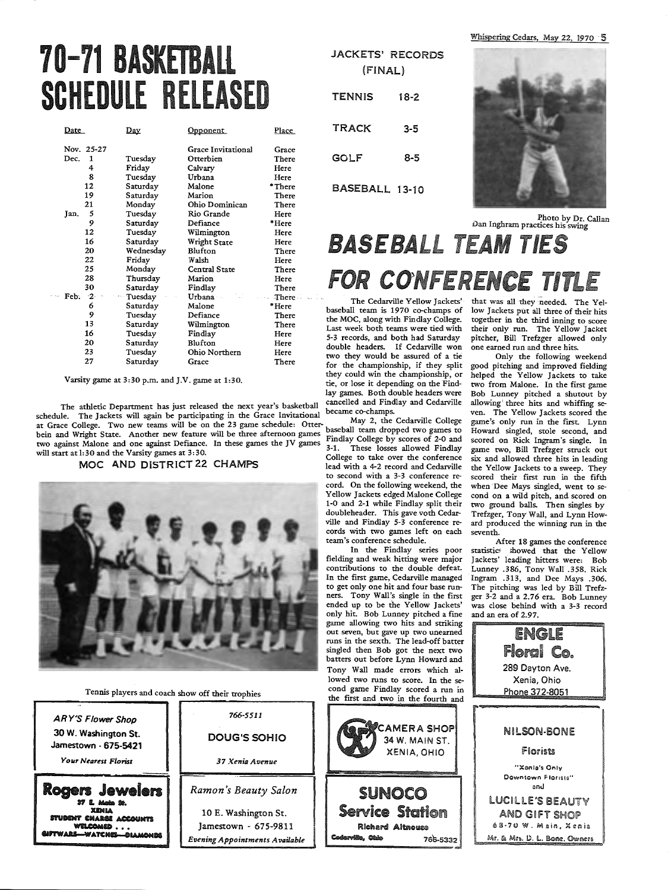# 70-71 BASKETBALL SCHEDULE RELEASED

| Date | Day | Opponent | Place |
|---|---|---|---|
| Nov. 25-27 | | Grace Invitational | Grace |
| Dec. 1 | Tuesday | Otterbien | There |
| 4 | Friday | Calvary | Here |
| 8 | Tuesday | Urbana | Here |
| 12 | Saturday | Malone | *There |
| 19 | Saturday | Marion | There |
| 21 | Monday | Ohio Dominican | There |
| Jan. 5 | Tuesday | Rio Grande | Here |
| 9 | Saturday | Defiance | *Here |
| 12 | Tuesday | Wilmington | Here |
| 16 | Saturday | Wright State | Here |
| 20 | Wednesday | Blufton | There |
| 22 | Friday | Walsh | Here |
| 25 | Monday | Central State | There |
| 28 | Thursday | Marion | Here |
| 30 | Saturday | Findlay | There |
| Feb. 2 | Tuesday | Urbana | There |
| 6 | Saturday | Malone | *Here |
| 9 | Tuesday | Defiance | There |
| 13 | Saturday | Wilmington | There |
| 16 | Tuesday | Findlay | Here |
| 20 | Saturday | Blufton | Here |
| 23 | Tuesday | Ohio Northern | Here |
| 27 | Saturday | Grace | There |

Varsity game at 3:30 p.m. and J.V. game at 1:30.

The athletic Department has just released the next year's basketball schedule. The Jackets will again be participating in the Grace Invitational at Grace College. Two new teams will be on the 23 game schedule: Otterbein and Wright State. Another new feature will be three afternoon games two against Malone and one against Defiance. In these games the JV games will start at 1:30 and the Varsity games at 3:30.

## MOC AND DISTRICT 22 CHAMPS

Tennis players and coach show off their trophies

## JACKETS' RECORDS (FINAL)

| | |
|---|---|
| TENNIS | 18-2 |
| TRACK | 3-5 |
| GOLF | 8-5 |
| BASEBALL | 13-10 |

Photo by Dr. Callan
Dan Inghram practices his swing

# BASEBALL TEAM TIES FOR CONFERENCE TITLE

The Cedarville Yellow Jackets' baseball team is 1970 co-champs of the MOC, along with Findlay College. Last week both teams were tied with 5-3 records, and both had Saturday double headers. If Cedarville won two they would be assured of a tie for the championship, if they split they could win the championship, or tie, or lose it depending on the Findlay games. Both double headers were cancelled and Findlay and Cedarville became co-champs.

May 2, the Cedarville College baseball team dropped two games to Findlay College by scores of 2-0 and 3-1. These losses allowed Findlay College to take over the conference lead with a 4-2 record and Cedarville to second with a 3-3 conference record. On the following weekend, the Yellow Jackets edged Malone College 1-0 and 2-1 while Findlay split their doubleheader. This gave voth Cedarville and Findlay 5-3 conference records with two games left on each team's conference schedule.

In the Findlay series poor fielding and weak hitting were major contributions to the double defeat. In the first game, Cedarville managed to get only one hit and four base runners. Tony Wall's single in the first ended up to be the Yellow Jackets' only hit. Bob Lunney pitched a fine game allowing two hits and striking out seven, but gave up two unearned runs in the sexth. The lead-off batter singled then Bob got the next two batters out before Lynn Howard and Tony Wall made errors which allowed two runs to score. In the second game Findlay scored a run in the first and two in the fourth and that was all they needed. The Yellow Jackets put all three of their hits together in the third inning to score their only run. The Yellow Jacket pitcher, Bill Trefzger allowed only one earned run and three hits.

Only the following weekend good pitching and improved fielding helped the Yellow Jackets to take two from Malone. In the first game Bob Lunney pitched a shutout by allowing three hits and whiffing seven. The Yellow Jackets scored the game's only run in the first. Lynn Howard singled, stole second, and scored on Rick Ingram's single. In game two, Bill Trefzger struck out six and allowed three hits in leading the Yellow Jackets to a sweep. They scored their first run in the fifth when Dee Mays singled, went to second on a wild pitch, and scored on two ground balls. Then singles by Trefzger, Tony Wall, and Lynn Howard produced the winning run in the seventh.

After 18 games the conference statistics showed that the Yellow Jackets' leading hitters were: Bob Lunney .386, Tony Wall .358, Rick Ingram .313, and Dee Mays .306. The pitching was led by Bill Trefzger 3-2 and a 2.76 era. Bob Lunney was close behind with a 3-3 record and an era of 2.97.

---

**ENGLE Floral Co.**
289 Dayton Ave.
Xenia, Ohio
Phone 372-8051

**NILSON-BONE Florists**
"Xenia's Only Downtown Florists"
and
**LUCILLE'S BEAUTY AND GIFT SHOP**
68-70 W. Main, Xenia
Mr. & Mrs. D. L. Bone, Owners

*ARY'S Flower Shop*
30 W. Washington St.
Jamestown - 675-5421
*Your Nearest Florist*

766-5511
**DOUG'S SOHIO**
*37 Xenia Avenue*

**CAMERA SHOP**
34 W. MAIN ST.
XENIA, OHIO

**Rogers Jewelers**
37 E. Main St.
XENIA
STUDENT CHARGE ACCOUNTS WELCOMED . . .
GIFTWARE—WATCHES—DIAMONDS

*Ramon's Beauty Salon*
10 E. Washington St.
Jamestown - 675-9811
*Evening Appointments Available*

**SUNOCO Service Station**
Richard Altnouse
Cedarville, Ohio 766-5332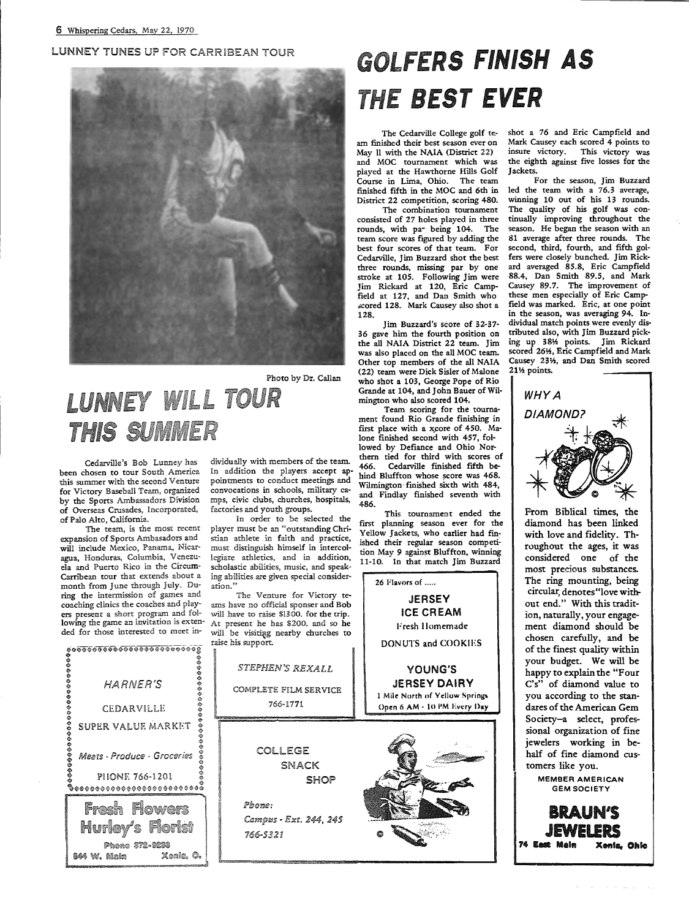## LUNNEY TUNES UP FOR CARRIBEAN TOUR

Photo by Dr. Callan

# LUNNEY WILL TOUR THIS SUMMER

Cedarville's Bob Lunney has been chosen to tour South America this summer with the second Venture for Victory Baseball Team, organized by the Sports Ambassadors Division of Overseas Crusades, Incorporated, of Palo Alto, California.

The team, is the most recent expansion of Sports Ambasadors and will include Mexico, Panama, Nicaragua, Honduras, Columbia, Venezuela and Puerto Rico in the Circum-Carribean tour that extends about a month from June through July. During the intermission of games and coaching clinics the coaches and players present a short program and following the game an invitation is extended for those interested to meet individually with members of the team. In addition the players accept appointments to conduct meetings and convocations in schools, military camps, civic clubs, churches, hospitals, factories and youth groups.

In order to be selected the player must be an "outstanding Christian athlete in faith and practice, must distinguish himself in intercollegiate athletics, and in addition, scholastic abilities, music, and speaking abilities are given special consideration."

The Venture for Victory teams have no official sponser and Bob will have to raise $1300. for the trip. At present he has $200. and so he will be visiting nearby churches to raise his support.

# GOLFERS FINISH AS THE BEST EVER

The Cedarville College golf team finished their best season ever on May 11 with the NAIA (District 22) and MOC tournament which was played at the Hawthorne Hills Golf Course in Lima, Ohio. The team finished fifth in the MOC and 6th in District 22 competition, scoring 480.

The combination tournament consisted of 27 holes played in three rounds, with par being 104. The team score was figured by adding the best four scores of that team. For Cedarville, Jim Buzzard shot the best three rounds, missing par by one stroke at 105. Following Jim were Jim Rickard at 120, Eric Campfield at 127, and Dan Smith who scored 128. Mark Causey also shot a 128.

Jim Buzzard's score of 32-37-36 gave him the fourth position on the all NAIA District 22 team. Jim was also placed on the all MOC team. Other top members of the all NAIA (22) team were Dick Sisler of Malone who shot a 103, George Pope of Rio Grande at 104, and John Bauer of Wilmington who also scored 104.

Team scoring for the tournament found Rio Grande finishing in first place with a xcore of 450. Malone finished second with 457, followed by Defiance and Ohio Northern tied for third with scores of 466. Cedarville finished fifth behind Bluffton whose score was 468. Wilmington finished sixth with 484, and Findlay finished seventh with 486.

This tournament ended the first planning season ever for the Yellow Jackets, who earlier had finished their regular season competition May 9 against Bluffton, winning 11-10. In that match Jim Buzzard shot a 76 and Eric Campfield and Mark Causey each scored 4 points to insure victory. This victory was the eighth against five losses for the Jackets.

For the season, Jim Buzzard led the team with a 76.3 average, winning 10 out of his 13 rounds. The quality of his golf was continually improving throughout the season. He began the season with an 81 average after three rounds. The second, third, fourth, and fifth golfers were closely bunched. Jim Rickard averaged 85.8, Eric Campfield 88.4, Dan Smith 89.5, and Mark Causey 89.7. The improvement of these men especially of Eric Campfield was marked. Eric, at one point in the season, was averaging 94. Individual match points were evenly distributed also, with Jim Buzzard picking up 38½ points. Jim Rickard scored 26½, Eric Campfield and Mark Causey 23½, and Dan Smith scored 21½ points.

HARNER'S

CEDARVILLE

SUPER VALUE MARKET

*Meats - Produce - Groceries*

PHONE 766-1201

Fresh Flowers
Hurley's Florist
Phone 372-3233
844 W. Main Xenia, O.

*STEPHEN'S REXALL*

COMPLETE FILM SERVICE

766-1771

26 Flavors of .....

**JERSEY ICE CREAM**

Fresh Homemade

DONUTS and COOKIES

**YOUNG'S JERSEY DAIRY**

1 Mile North of Yellow Springs
Open 6 AM - 10 PM Every Day

COLLEGE SNACK SHOP

*Phone:*
*Campus - Ext. 244, 245*
*766-5321*

*WHY A DIAMOND?*

From Biblical times, the diamond has been linked with love and fidelity. Throughout the ages, it was considered one of the most precious substances. The ring mounting, being circular, denotes "love without end." With this tradition, naturally, your engagement diamond should be chosen carefully, and be of the finest quality within your budget. We will be happy to explain the "Four C's" of diamond value to you according to the standares of the American Gem Society–a select, professional organization of fine jewelers working in behalf of fine diamond customers like you.

MEMBER AMERICAN GEM SOCIETY

**BRAUN'S JEWELERS**
74 East Main Xenia, Ohio